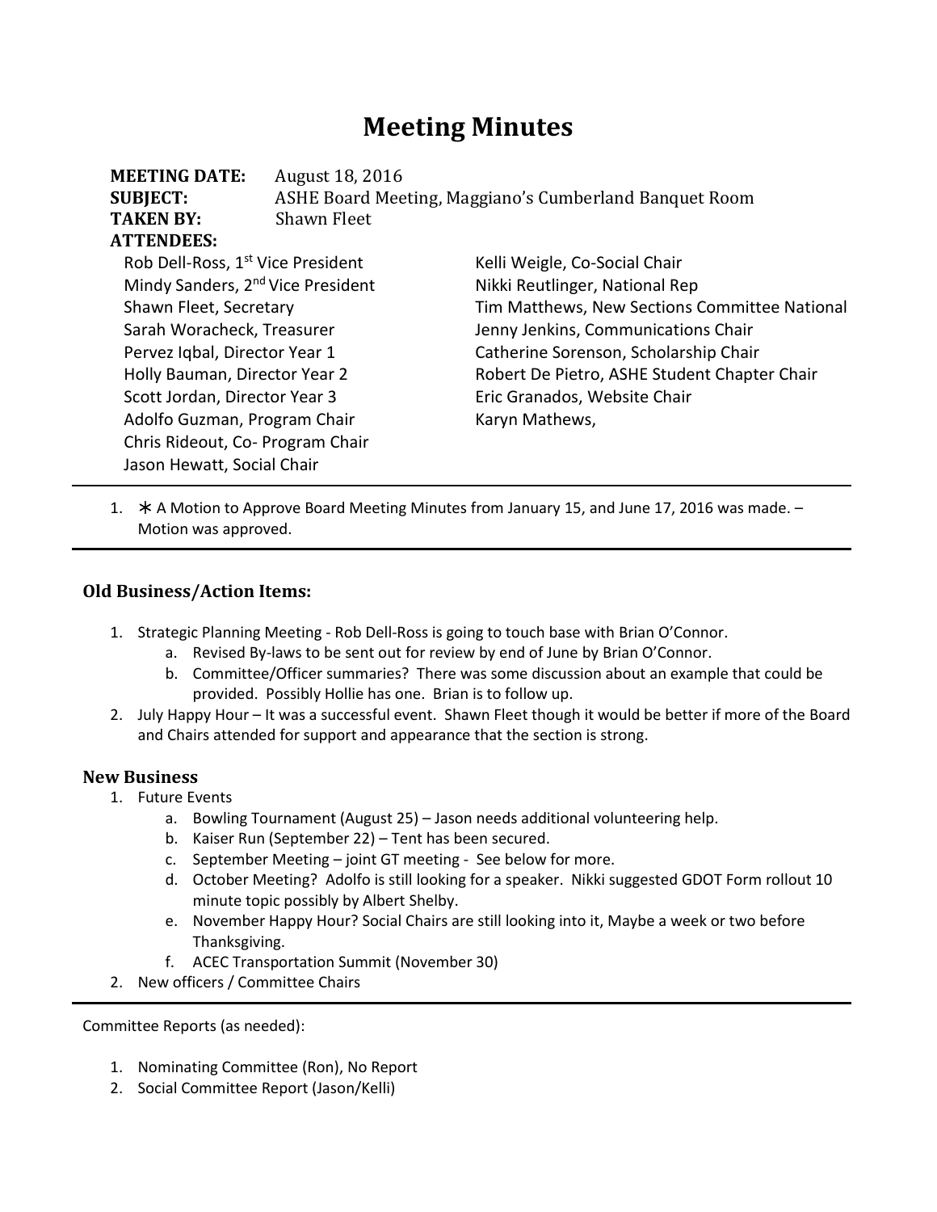# Meeting Minutes

**MEETING DATE:** August 18, 2016
**SUBJECT:** ASHE Board Meeting, Maggiano's Cumberland Banquet Room
**TAKEN BY:** Shawn Fleet
**ATTENDEES:**

- Rob Dell-Ross, 1st Vice President
- Mindy Sanders, 2nd Vice President
- Shawn Fleet, Secretary
- Sarah Woracheck, Treasurer
- Pervez Iqbal, Director Year 1
- Holly Bauman, Director Year 2
- Scott Jordan, Director Year 3
- Adolfo Guzman, Program Chair
- Chris Rideout, Co- Program Chair
- Jason Hewatt, Social Chair
- Kelli Weigle, Co-Social Chair
- Nikki Reutlinger, National Rep
- Tim Matthews, New Sections Committee National
- Jenny Jenkins, Communications Chair
- Catherine Sorenson, Scholarship Chair
- Robert De Pietro, ASHE Student Chapter Chair
- Eric Granados, Website Chair
- Karyn Mathews,

---

1. ∗ A Motion to Approve Board Meeting Minutes from January 15, and June 17, 2016 was made. – Motion was approved.

---

### Old Business/Action Items:

1. Strategic Planning Meeting - Rob Dell-Ross is going to touch base with Brian O'Connor.
   a. Revised By-laws to be sent out for review by end of June by Brian O'Connor.
   b. Committee/Officer summaries? There was some discussion about an example that could be provided. Possibly Hollie has one. Brian is to follow up.
2. July Happy Hour – It was a successful event. Shawn Fleet though it would be better if more of the Board and Chairs attended for support and appearance that the section is strong.

### New Business

1. Future Events
   a. Bowling Tournament (August 25) – Jason needs additional volunteering help.
   b. Kaiser Run (September 22) – Tent has been secured.
   c. September Meeting – joint GT meeting - See below for more.
   d. October Meeting? Adolfo is still looking for a speaker. Nikki suggested GDOT Form rollout 10 minute topic possibly by Albert Shelby.
   e. November Happy Hour? Social Chairs are still looking into it, Maybe a week or two before Thanksgiving.
   f. ACEC Transportation Summit (November 30)
2. New officers / Committee Chairs

---

Committee Reports (as needed):

1. Nominating Committee (Ron), No Report
2. Social Committee Report (Jason/Kelli)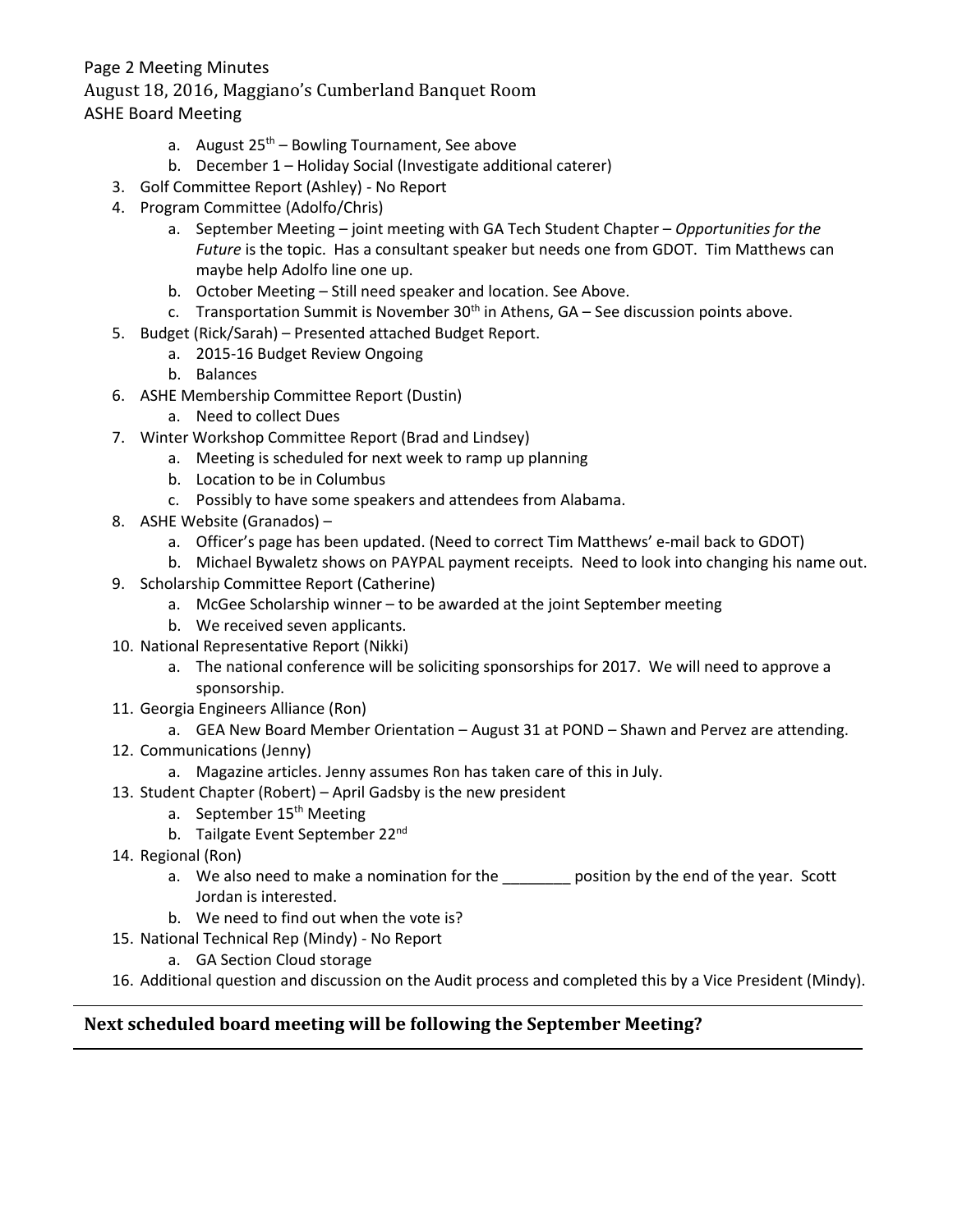a. August 25th – Bowling Tournament, See above
   b. December 1 – Holiday Social (Investigate additional caterer)

3. Golf Committee Report (Ashley) - No Report
4. Program Committee (Adolfo/Chris)
   a. September Meeting – joint meeting with GA Tech Student Chapter – *Opportunities for the Future* is the topic. Has a consultant speaker but needs one from GDOT. Tim Matthews can maybe help Adolfo line one up.
   b. October Meeting – Still need speaker and location. See Above.
   c. Transportation Summit is November 30th in Athens, GA – See discussion points above.
5. Budget (Rick/Sarah) – Presented attached Budget Report.
   a. 2015-16 Budget Review Ongoing
   b. Balances
6. ASHE Membership Committee Report (Dustin)
   a. Need to collect Dues
7. Winter Workshop Committee Report (Brad and Lindsey)
   a. Meeting is scheduled for next week to ramp up planning
   b. Location to be in Columbus
   c. Possibly to have some speakers and attendees from Alabama.
8. ASHE Website (Granados) –
   a. Officer's page has been updated. (Need to correct Tim Matthews' e-mail back to GDOT)
   b. Michael Bywaletz shows on PAYPAL payment receipts. Need to look into changing his name out.
9. Scholarship Committee Report (Catherine)
   a. McGee Scholarship winner – to be awarded at the joint September meeting
   b. We received seven applicants.
10. National Representative Report (Nikki)
    a. The national conference will be soliciting sponsorships for 2017. We will need to approve a sponsorship.
11. Georgia Engineers Alliance (Ron)
    a. GEA New Board Member Orientation – August 31 at POND – Shawn and Pervez are attending.
12. Communications (Jenny)
    a. Magazine articles. Jenny assumes Ron has taken care of this in July.
13. Student Chapter (Robert) – April Gadsby is the new president
    a. September 15th Meeting
    b. Tailgate Event September 22nd
14. Regional (Ron)
    a. We also need to make a nomination for the ________ position by the end of the year. Scott Jordan is interested.
    b. We need to find out when the vote is?
15. National Technical Rep (Mindy) - No Report
    a. GA Section Cloud storage
16. Additional question and discussion on the Audit process and completed this by a Vice President (Mindy).

---

**Next scheduled board meeting will be following the September Meeting?**

---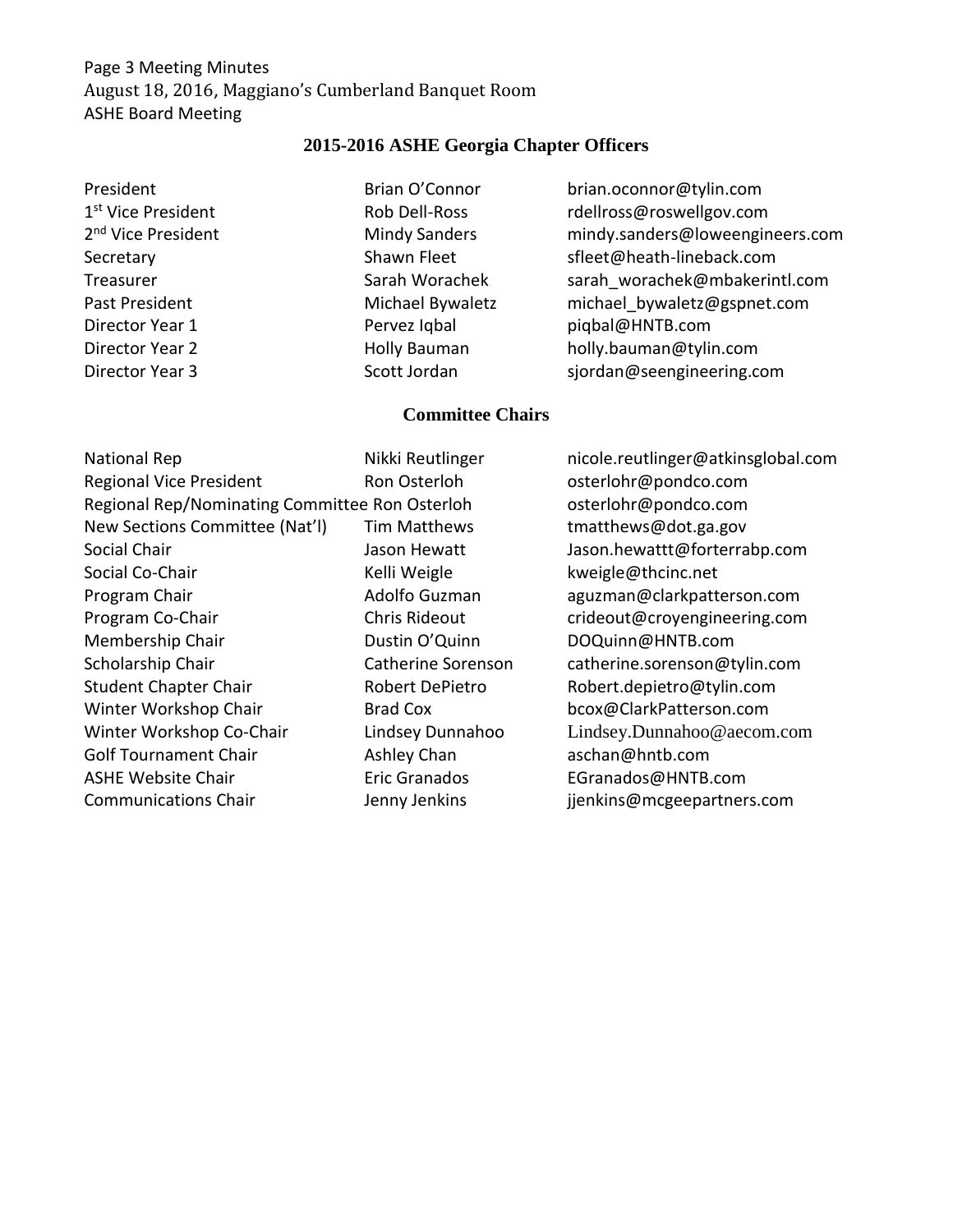## 2015-2016 ASHE Georgia Chapter Officers

| | | |
|---|---|---|
| President | Brian O'Connor | brian.oconnor@tylin.com |
| 1st Vice President | Rob Dell-Ross | rdellross@roswellgov.com |
| 2nd Vice President | Mindy Sanders | mindy.sanders@loweengineers.com |
| Secretary | Shawn Fleet | sfleet@heath-lineback.com |
| Treasurer | Sarah Worachek | sarah_worachek@mbakerintl.com |
| Past President | Michael Bywaletz | michael_bywaletz@gspnet.com |
| Director Year 1 | Pervez Iqbal | piqbal@HNTB.com |
| Director Year 2 | Holly Bauman | holly.bauman@tylin.com |
| Director Year 3 | Scott Jordan | sjordan@seengineering.com |

## Committee Chairs

| | | |
|---|---|---|
| National Rep | Nikki Reutlinger | nicole.reutlinger@atkinsglobal.com |
| Regional Vice President | Ron Osterloh | osterlohr@pondco.com |
| Regional Rep/Nominating Committee | Ron Osterloh | osterlohr@pondco.com |
| New Sections Committee (Nat'l) | Tim Matthews | tmatthews@dot.ga.gov |
| Social Chair | Jason Hewatt | Jason.hewattt@forterrabp.com |
| Social Co-Chair | Kelli Weigle | kweigle@thcinc.net |
| Program Chair | Adolfo Guzman | aguzman@clarkpatterson.com |
| Program Co-Chair | Chris Rideout | crideout@croyengineering.com |
| Membership Chair | Dustin O'Quinn | DOQuinn@HNTB.com |
| Scholarship Chair | Catherine Sorenson | catherine.sorenson@tylin.com |
| Student Chapter Chair | Robert DePietro | Robert.depietro@tylin.com |
| Winter Workshop Chair | Brad Cox | bcox@ClarkPatterson.com |
| Winter Workshop Co-Chair | Lindsey Dunnahoo | Lindsey.Dunnahoo@aecom.com |
| Golf Tournament Chair | Ashley Chan | aschan@hntb.com |
| ASHE Website Chair | Eric Granados | EGranados@HNTB.com |
| Communications Chair | Jenny Jenkins | jjenkins@mcgeepartners.com |